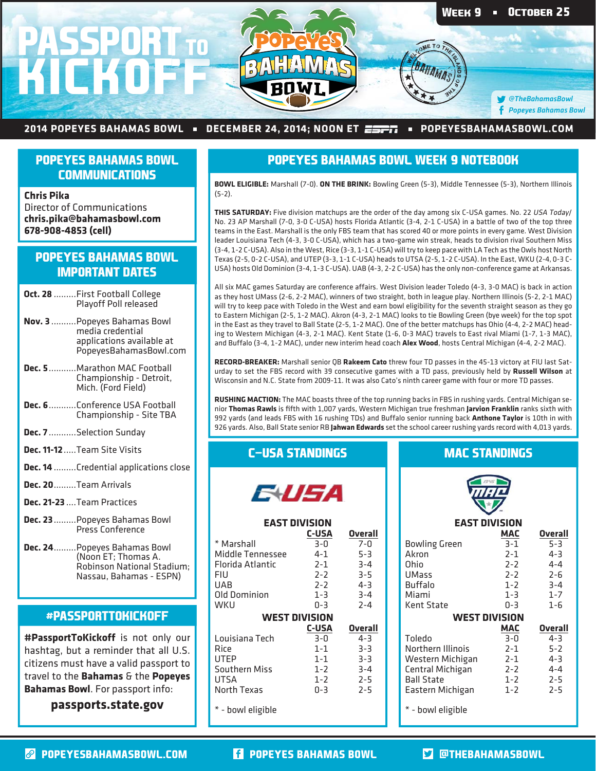# PASSPORT TO KICKOFF

**WEEK 9 ▪ OCTOBER 25**

@TheBahamasBowl
Popeyes Bahamas Bowl

**2014 POPEYES BAHAMAS BOWL ▪ DECEMBER 24, 2014; NOON ET ESPN ▪ POPEYESBAHAMASBOWL.COM**

## POPEYES BAHAMAS BOWL COMMUNICATIONS

**Chris Pika**
Director of Communications
**chris.pika@bahamasbowl.com**
**678-908-4853 (cell)**

## POPEYES BAHAMAS BOWL IMPORTANT DATES

- **Oct. 28** .........First Football College Playoff Poll released
- **Nov. 3** ..........Popeyes Bahamas Bowl media credential applications available at PopeyesBahamasBowl.com
- **Dec. 5**...........Marathon MAC Football Championship - Detroit, Mich. (Ford Field)
- **Dec. 6**...........Conference USA Football Championship - Site TBA
- **Dec. 7**...........Selection Sunday
- **Dec. 11-12**.....Team Site Visits
- **Dec. 14** .........Credential applications close
- **Dec. 20**.........Team Arrivals
- **Dec. 21-23** ....Team Practices
- **Dec. 23** .........Popeyes Bahamas Bowl Press Conference
- **Dec. 24**.........Popeyes Bahamas Bowl (Noon ET; Thomas A. Robinson National Stadium; Nassau, Bahamas - ESPN)

## #PASSPORTTOKICKOFF

**#PassportToKickoff** is not only our hashtag, but a reminder that all U.S. citizens must have a valid passport to travel to the **Bahamas** & the **Popeyes Bahamas Bowl**. For passport info:

**passports.state.gov**

## POPEYES BAHAMAS BOWL WEEK 9 NOTEBOOK

**BOWL ELIGIBLE:** Marshall (7-0). **ON THE BRINK:** Bowling Green (5-3), Middle Tennessee (5-3), Northern Illinois (5-2).

**THIS SATURDAY:** Five division matchups are the order of the day among six C-USA games. No. 22 *USA Today*/No. 23 AP Marshall (7-0, 3-0 C-USA) hosts Florida Atlantic (3-4, 2-1 C-USA) in a battle of two of the top three teams in the East. Marshall is the only FBS team that has scored 40 or more points in every game. West Division leader Louisiana Tech (4-3, 3-0 C-USA), which has a two-game win streak, heads to division rival Southern Miss (3-4, 1-2 C-USA). Also in the West, Rice (3-3, 1-1 C-USA) will try to keep pace with LA Tech as the Owls host North Texas (2-5, 0-2 C-USA), and UTEP (3-3, 1-1 C-USA) heads to UTSA (2-5, 1-2 C-USA). In the East, WKU (2-4, 0-3 C-USA) hosts Old Dominion (3-4, 1-3 C-USA). UAB (4-3, 2-2 C-USA) has the only non-conference game at Arkansas.

All six MAC games Saturday are conference affairs. West Division leader Toledo (4-3, 3-0 MAC) is back in action as they host UMass (2-6, 2-2 MAC), winners of two straight, both in league play. Northern Illinois (5-2, 2-1 MAC) will try to keep pace with Toledo in the West and earn bowl eligibility for the seventh straight season as they go to Eastern Michigan (2-5, 1-2 MAC). Akron (4-3, 2-1 MAC) looks to tie Bowling Green (bye week) for the top spot in the East as they travel to Ball State (2-5, 1-2 MAC). One of the better matchups has Ohio (4-4, 2-2 MAC) heading to Western Michigan (4-3, 2-1 MAC). Kent State (1-6, 0-3 MAC) travels to East rival Miami (1-7, 1-3 MAC), and Buffalo (3-4, 1-2 MAC), under new interim head coach **Alex Wood**, hosts Central Michigan (4-4, 2-2 MAC).

**RECORD-BREAKER:** Marshall senior QB **Rakeem Cato** threw four TD passes in the 45-13 victory at FIU last Saturday to set the FBS record with 39 consecutive games with a TD pass, previously held by **Russell Wilson** at Wisconsin and N.C. State from 2009-11. It was also Cato's ninth career game with four or more TD passes.

**RUSHING MACTION:** The MAC boasts three of the top running backs in FBS in rushing yards. Central Michigan senior **Thomas Rawls** is fifth with 1,007 yards, Western Michigan true freshman **Jarvion Franklin** ranks sixth with 992 yards (and leads FBS with 16 rushing TDs) and Buffalo senior running back **Anthone Taylor** is 10th in with 926 yards. Also, Ball State senior RB **Jahwan Edwards** set the school career rushing yards record with 4,013 yards.

## C-USA STANDINGS

| EAST DIVISION | C-USA | Overall |
|---|---|---|
| * Marshall | 3-0 | 7-0 |
| Middle Tennessee | 4-1 | 5-3 |
| Florida Atlantic | 2-1 | 3-4 |
| FIU | 2-2 | 3-5 |
| UAB | 2-2 | 4-3 |
| Old Dominion | 1-3 | 3-4 |
| WKU | 0-3 | 2-4 |
| **WEST DIVISION** | **C-USA** | **Overall** |
| Louisiana Tech | 3-0 | 4-3 |
| Rice | 1-1 | 3-3 |
| UTEP | 1-1 | 3-3 |
| Southern Miss | 1-2 | 3-4 |
| UTSA | 1-2 | 2-5 |
| North Texas | 0-3 | 2-5 |

\* - bowl eligible

## MAC STANDINGS

| EAST DIVISION | MAC | Overall |
|---|---|---|
| Bowling Green | 3-1 | 5-3 |
| Akron | 2-1 | 4-3 |
| Ohio | 2-2 | 4-4 |
| UMass | 2-2 | 2-6 |
| Buffalo | 1-2 | 3-4 |
| Miami | 1-3 | 1-7 |
| Kent State | 0-3 | 1-6 |
| **WEST DIVISION** | **MAC** | **Overall** |
| Toledo | 3-0 | 4-3 |
| Northern Illinois | 2-1 | 5-2 |
| Western Michigan | 2-1 | 4-3 |
| Central Michigan | 2-2 | 4-4 |
| Ball State | 1-2 | 2-5 |
| Eastern Michigan | 1-2 | 2-5 |

\* - bowl eligible

POPEYESBAHAMASBOWL.COM ▪ POPEYES BAHAMAS BOWL ▪ @THEBAHAMASBOWL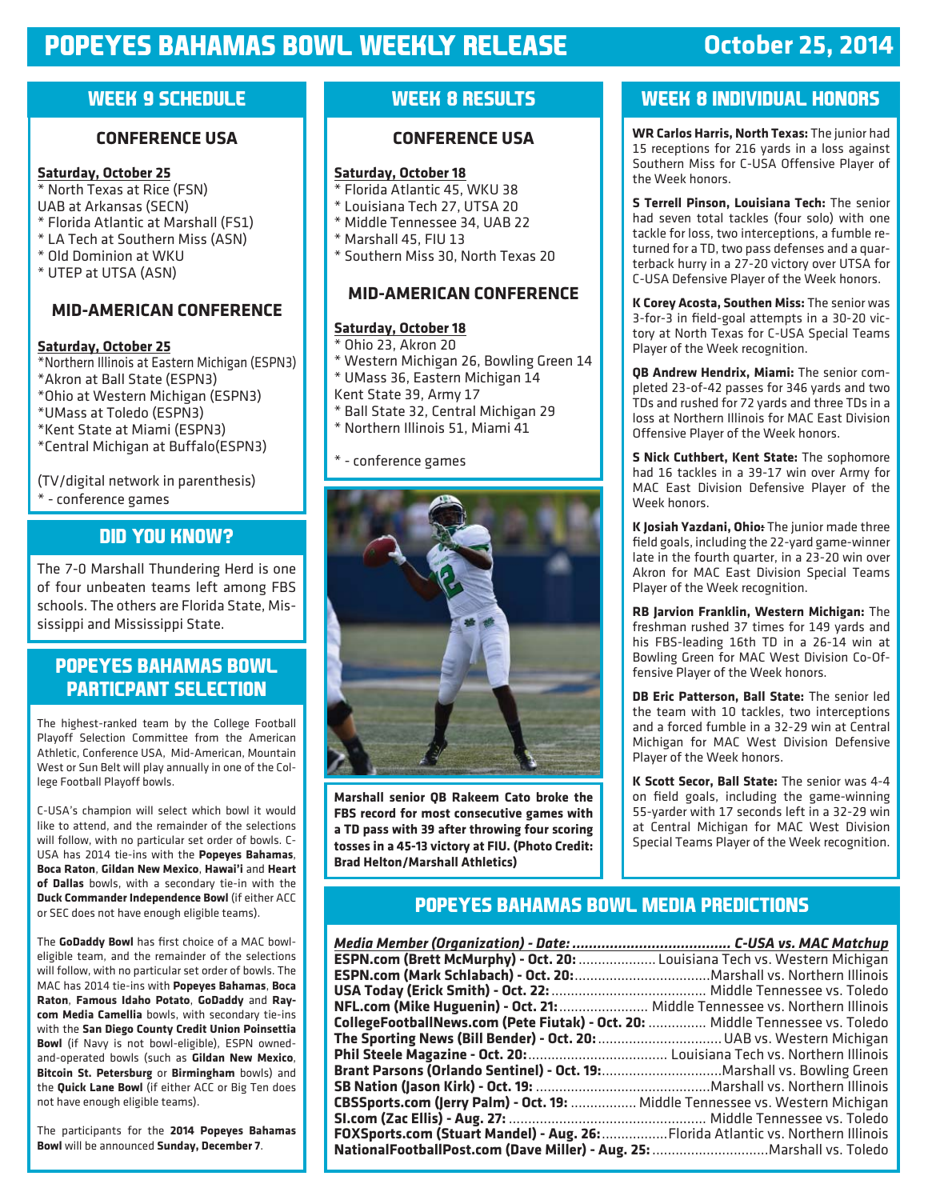# POPEYES BAHAMAS BOWL WEEKLY RELEASE

## October 25, 2014

## WEEK 9 SCHEDULE

### CONFERENCE USA

**Saturday, October 25**

* North Texas at Rice (FSN)
UAB at Arkansas (SECN)
* Florida Atlantic at Marshall (FS1)
* LA Tech at Southern Miss (ASN)
* Old Dominion at WKU
* UTEP at UTSA (ASN)

### MID-AMERICAN CONFERENCE

**Saturday, October 25**

*Northern Illinois at Eastern Michigan (ESPN3)
*Akron at Ball State (ESPN3)
*Ohio at Western Michigan (ESPN3)
*UMass at Toledo (ESPN3)
*Kent State at Miami (ESPN3)
*Central Michigan at Buffalo(ESPN3)

(TV/digital network in parenthesis)
* - conference games

## DID YOU KNOW?

The 7-0 Marshall Thundering Herd is one of four unbeaten teams left among FBS schools. The others are Florida State, Mississippi and Mississippi State.

## POPEYES BAHAMAS BOWL PARTICPANT SELECTION

The highest-ranked team by the College Football Playoff Selection Committee from the American Athletic, Conference USA, Mid-American, Mountain West or Sun Belt will play annually in one of the College Football Playoff bowls.

C-USA's champion will select which bowl it would like to attend, and the remainder of the selections will follow, with no particular set order of bowls. C-USA has 2014 tie-ins with the **Popeyes Bahamas**, **Boca Raton**, **Gildan New Mexico**, **Hawai'i** and **Heart of Dallas** bowls, with a secondary tie-in with the **Duck Commander Independence Bowl** (if either ACC or SEC does not have enough eligible teams).

The **GoDaddy Bowl** has first choice of a MAC bowl-eligible team, and the remainder of the selections will follow, with no particular set order of bowls. The MAC has 2014 tie-ins with **Popeyes Bahamas**, **Boca Raton**, **Famous Idaho Potato**, **GoDaddy** and **Raycom Media Camellia** bowls, with secondary tie-ins with the **San Diego County Credit Union Poinsettia Bowl** (if Navy is not bowl-eligible), ESPN owned-and-operated bowls (such as **Gildan New Mexico**, **Bitcoin St. Petersburg** or **Birmingham** bowls) and the **Quick Lane Bowl** (if either ACC or Big Ten does not have enough eligible teams).

The participants for the **2014 Popeyes Bahamas Bowl** will be announced **Sunday, December 7**.

## WEEK 8 RESULTS

### CONFERENCE USA

**Saturday, October 18**

* Florida Atlantic 45, WKU 38
* Louisiana Tech 27, UTSA 20
* Middle Tennessee 34, UAB 22
* Marshall 45, FIU 13
* Southern Miss 30, North Texas 20

### MID-AMERICAN CONFERENCE

**Saturday, October 18**

* Ohio 23, Akron 20
* Western Michigan 26, Bowling Green 14
* UMass 36, Eastern Michigan 14
Kent State 39, Army 17
* Ball State 32, Central Michigan 29
* Northern Illinois 51, Miami 41

* - conference games

**Marshall senior QB Rakeem Cato broke the FBS record for most consecutive games with a TD pass with 39 after throwing four scoring tosses in a 45-13 victory at FIU. (Photo Credit: Brad Helton/Marshall Athletics)**

## WEEK 8 INDIVIDUAL HONORS

**WR Carlos Harris, North Texas:** The junior had 15 receptions for 216 yards in a loss against Southern Miss for C-USA Offensive Player of the Week honors.

**S Terrell Pinson, Louisiana Tech:** The senior had seven total tackles (four solo) with one tackle for loss, two interceptions, a fumble returned for a TD, two pass defenses and a quarterback hurry in a 27-20 victory over UTSA for C-USA Defensive Player of the Week honors.

**K Corey Acosta, Southern Miss:** The senior was 3-for-3 in field-goal attempts in a 30-20 victory at North Texas for C-USA Special Teams Player of the Week recognition.

**QB Andrew Hendrix, Miami:** The senior completed 23-of-42 passes for 346 yards and two TDs and rushed for 72 yards and three TDs in a loss at Northern Illinois for MAC East Division Offensive Player of the Week honors.

**S Nick Cuthbert, Kent State:** The sophomore had 16 tackles in a 39-17 win over Army for MAC East Division Defensive Player of the Week honors.

**K Josiah Yazdani, Ohio:** The junior made three field goals, including the 22-yard game-winner late in the fourth quarter, in a 23-20 win over Akron for MAC East Division Special Teams Player of the Week recognition.

**RB Jarvion Franklin, Western Michigan:** The freshman rushed 37 times for 149 yards and his FBS-leading 16th TD in a 26-14 win at Bowling Green for MAC West Division Co-Offensive Player of the Week honors.

**DB Eric Patterson, Ball State:** The senior led the team with 10 tackles, two interceptions and a forced fumble in a 32-29 win at Central Michigan for MAC West Division Defensive Player of the Week honors.

**K Scott Secor, Ball State:** The senior was 4-4 on field goals, including the game-winning 55-yarder with 17 seconds left in a 32-29 win at Central Michigan for MAC West Division Special Teams Player of the Week recognition.

## POPEYES BAHAMAS BOWL MEDIA PREDICTIONS

| Media Member (Organization) - Date: | C-USA vs. MAC Matchup |
|---|---|
| **ESPN.com (Brett McMurphy) - Oct. 20:** | Louisiana Tech vs. Western Michigan |
| **ESPN.com (Mark Schlabach) - Oct. 20:** | Marshall vs. Northern Illinois |
| **USA Today (Erick Smith) - Oct. 22:** | Middle Tennessee vs. Toledo |
| **NFL.com (Mike Huguenin) - Oct. 21:** | Middle Tennessee vs. Northern Illinois |
| **CollegeFootballNews.com (Pete Fiutak) - Oct. 20:** | Middle Tennessee vs. Toledo |
| **The Sporting News (Bill Bender) - Oct. 20:** | UAB vs. Western Michigan |
| **Phil Steele Magazine - Oct. 20:** | Louisiana Tech vs. Northern Illinois |
| **Brant Parsons (Orlando Sentinel) - Oct. 19:** | Marshall vs. Bowling Green |
| **SB Nation (Jason Kirk) - Oct. 19:** | Marshall vs. Northern Illinois |
| **CBSSports.com (Jerry Palm) - Oct. 19:** | Middle Tennessee vs. Western Michigan |
| **SI.com (Zac Ellis) - Aug. 27:** | Middle Tennessee vs. Toledo |
| **FOXSports.com (Stuart Mandel) - Aug. 26:** | Florida Atlantic vs. Northern Illinois |
| **NationalFootballPost.com (Dave Miller) - Aug. 25:** | Marshall vs. Toledo |